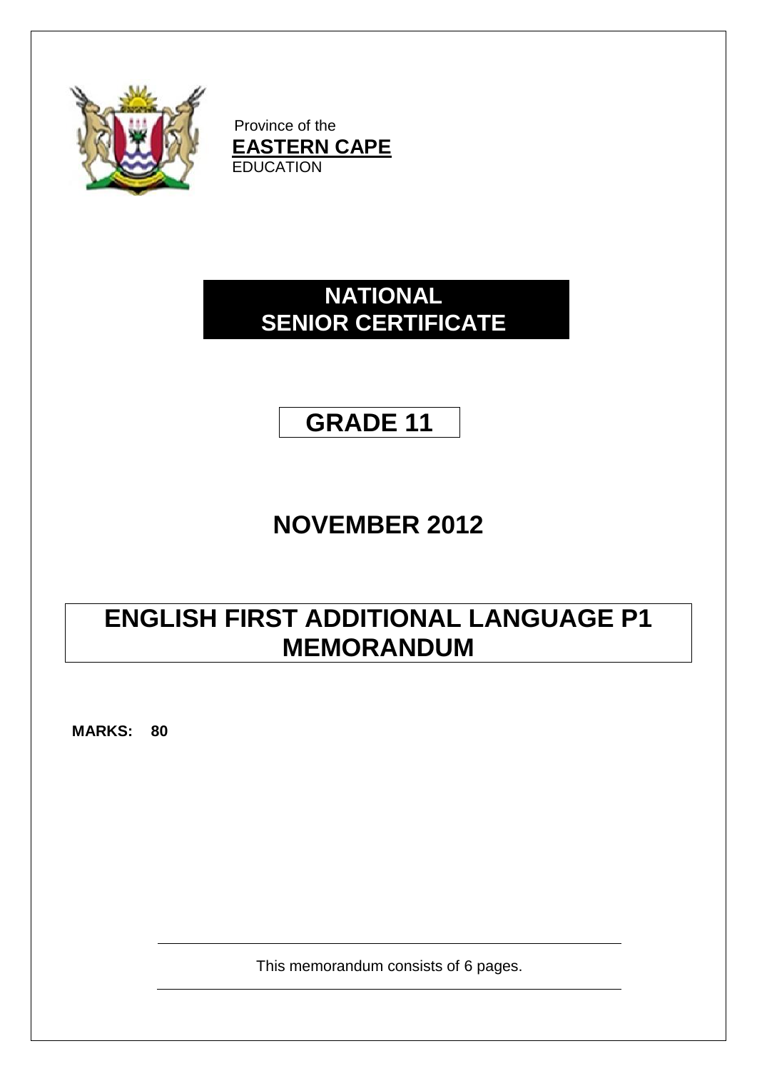Province of the
**EASTERN CAPE**
EDUCATION

# NATIONAL SENIOR CERTIFICATE

# GRADE 11

# NOVEMBER 2012

# ENGLISH FIRST ADDITIONAL LANGUAGE P1 MEMORANDUM

**MARKS: 80**

This memorandum consists of 6 pages.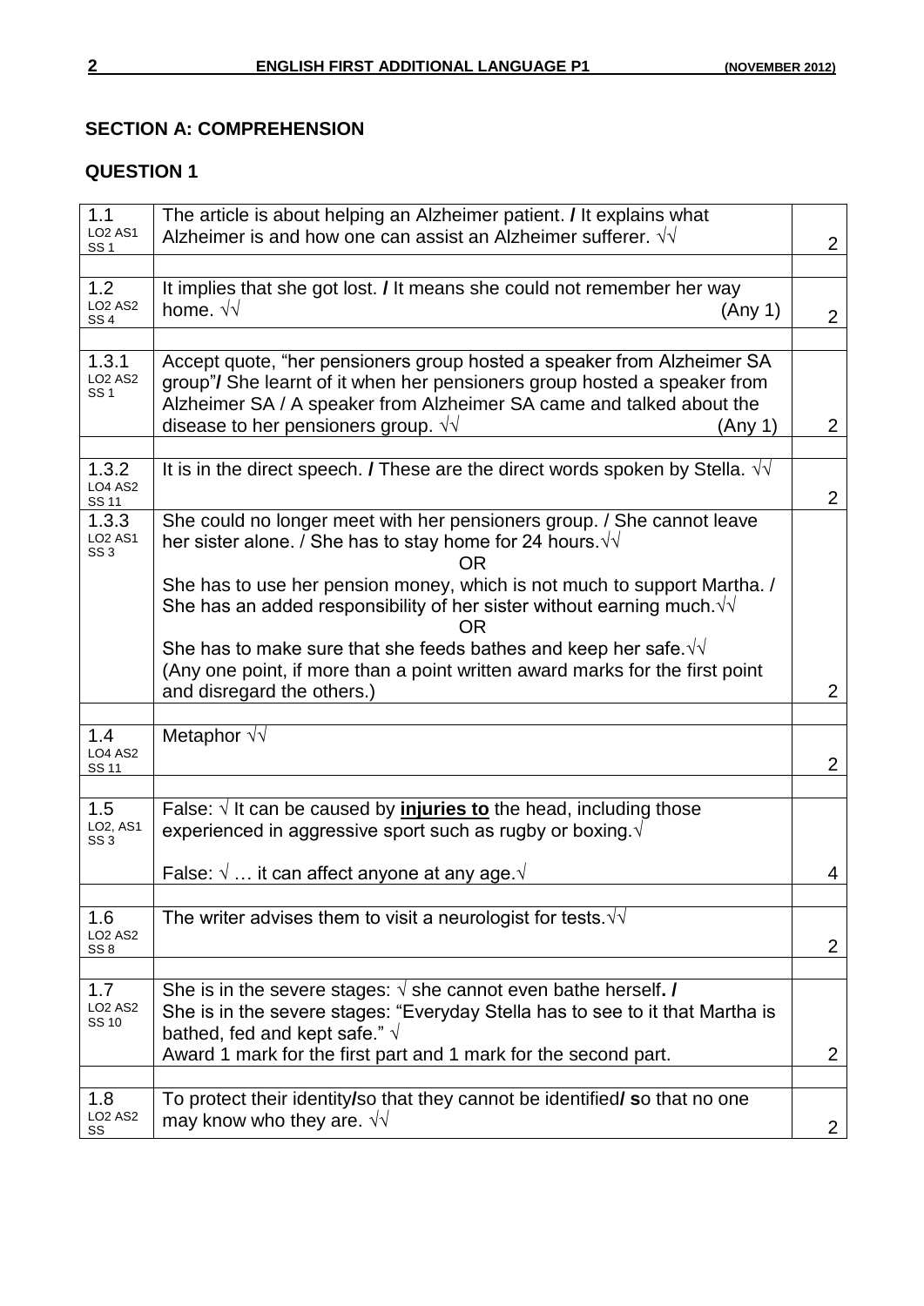## SECTION A: COMPREHENSION

### QUESTION 1

| | | |
|---|---|---|
| 1.1 LO2 AS1 SS 1 | The article is about helping an Alzheimer patient. **/** It explains what Alzheimer is and how one can assist an Alzheimer sufferer. √√ | 2 |
| 1.2 LO2 AS2 SS 4 | It implies that she got lost. **/** It means she could not remember her way home. √√ (Any 1) | 2 |
| 1.3.1 LO2 AS2 SS 1 | Accept quote, "her pensioners group hosted a speaker from Alzheimer SA group"**/** She learnt of it when her pensioners group hosted a speaker from Alzheimer SA / A speaker from Alzheimer SA came and talked about the disease to her pensioners group. √√ (Any 1) | 2 |
| 1.3.2 LO4 AS2 SS 11 | It is in the direct speech. **/** These are the direct words spoken by Stella. √√ | 2 |
| 1.3.3 LO2 AS1 SS 3 | She could no longer meet with her pensioners group. / She cannot leave her sister alone. / She has to stay home for 24 hours.√√ OR She has to use her pension money, which is not much to support Martha. / She has an added responsibility of her sister without earning much.√√ OR She has to make sure that she feeds bathes and keep her safe.√√ (Any one point, if more than a point written award marks for the first point and disregard the others.) | 2 |
| 1.4 LO4 AS2 SS 11 | Metaphor √√ | 2 |
| 1.5 LO2, AS1 SS 3 | False: √ It can be caused by **<u>injuries to</u>** the head, including those experienced in aggressive sport such as rugby or boxing.√ False: √ … it can affect anyone at any age.√ | 4 |
| 1.6 LO2 AS2 SS 8 | The writer advises them to visit a neurologist for tests.√√ | 2 |
| 1.7 LO2 AS2 SS 10 | She is in the severe stages: √ she cannot even bathe herself**. /** She is in the severe stages: "Everyday Stella has to see to it that Martha is bathed, fed and kept safe." √ Award 1 mark for the first part and 1 mark for the second part. | 2 |
| 1.8 LO2 AS2 SS | To protect their identity**/**so that they cannot be identified**/ s**o that no one may know who they are. √√ | 2 |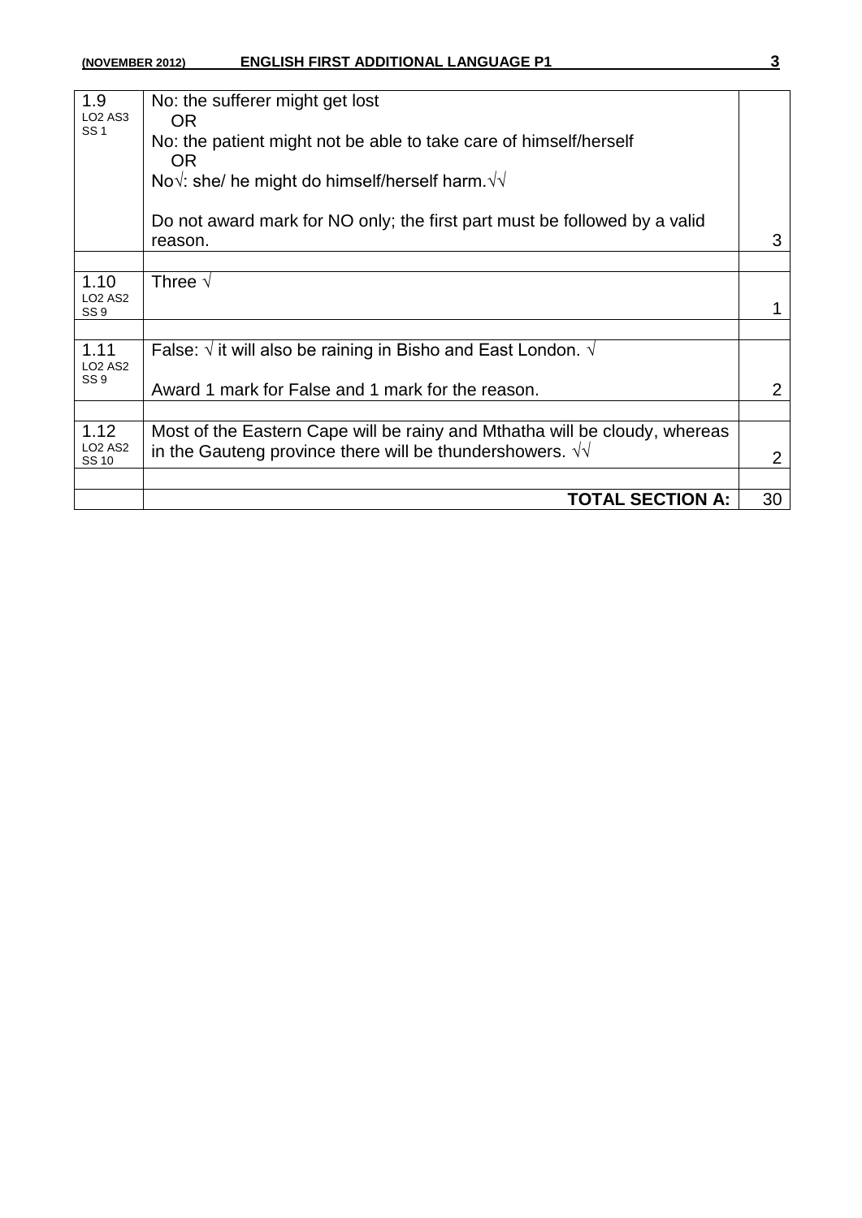| | | |
|---|---|---|
| 1.9<br>LO2 AS3<br>SS 1 | No: the sufferer might get lost<br>OR<br>No: the patient might not be able to take care of himself/herself<br>OR<br>No√: she/ he might do himself/herself harm.√√<br><br>Do not award mark for NO only; the first part must be followed by a valid reason. | 3 |
| | | |
| 1.10<br>LO2 AS2<br>SS 9 | Three √ | 1 |
| | | |
| 1.11<br>LO2 AS2<br>SS 9 | False: √ it will also be raining in Bisho and East London. √<br><br>Award 1 mark for False and 1 mark for the reason. | 2 |
| | | |
| 1.12<br>LO2 AS2<br>SS 10 | Most of the Eastern Cape will be rainy and Mthatha will be cloudy, whereas in the Gauteng province there will be thundershowers. √√ | 2 |
| | | |
| | **TOTAL SECTION A:** | 30 |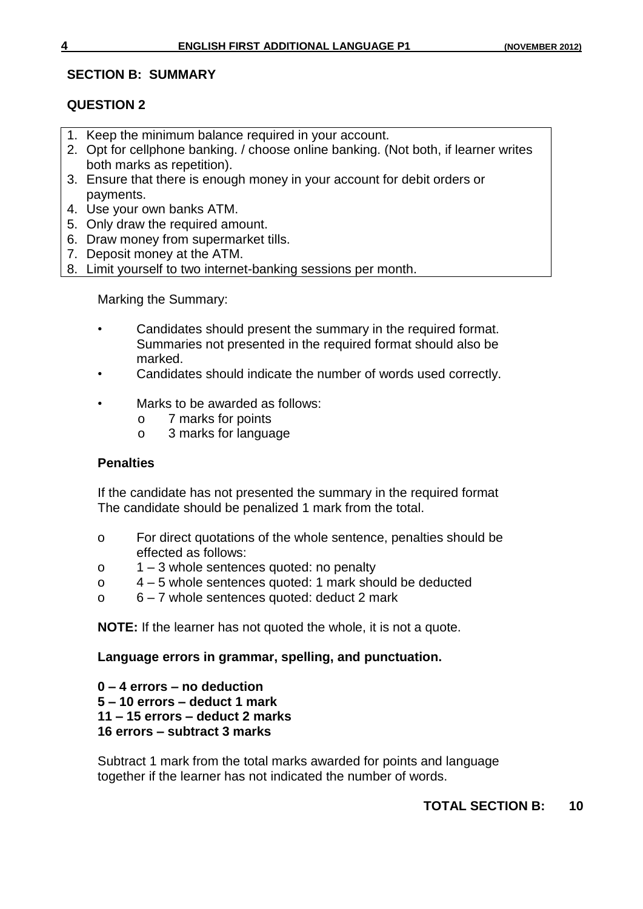## SECTION B: SUMMARY

### QUESTION 2

1. Keep the minimum balance required in your account.
2. Opt for cellphone banking. / choose online banking. (Not both, if learner writes both marks as repetition).
3. Ensure that there is enough money in your account for debit orders or payments.
4. Use your own banks ATM.
5. Only draw the required amount.
6. Draw money from supermarket tills.
7. Deposit money at the ATM.
8. Limit yourself to two internet-banking sessions per month.

Marking the Summary:

- Candidates should present the summary in the required format. Summaries not presented in the required format should also be marked.
- Candidates should indicate the number of words used correctly.
- Marks to be awarded as follows:
  - 7 marks for points
  - 3 marks for language

**Penalties**

If the candidate has not presented the summary in the required format The candidate should be penalized 1 mark from the total.

- For direct quotations of the whole sentence, penalties should be effected as follows:
- 1 – 3 whole sentences quoted: no penalty
- 4 – 5 whole sentences quoted: 1 mark should be deducted
- 6 – 7 whole sentences quoted: deduct 2 mark

**NOTE:** If the learner has not quoted the whole, it is not a quote.

**Language errors in grammar, spelling, and punctuation.**

**0 – 4 errors – no deduction**
**5 – 10 errors – deduct 1 mark**
**11 – 15 errors – deduct 2 marks**
**16 errors – subtract 3 marks**

Subtract 1 mark from the total marks awarded for points and language together if the learner has not indicated the number of words.

**TOTAL SECTION B: 10**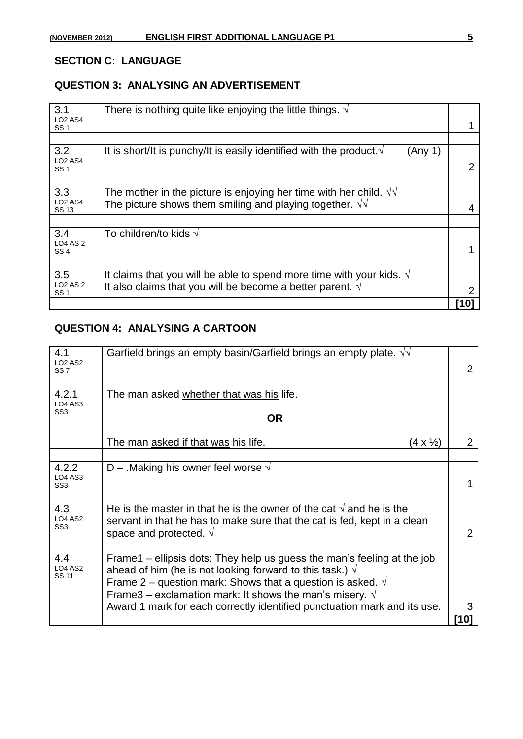## SECTION C: LANGUAGE

### QUESTION 3: ANALYSING AN ADVERTISEMENT

| | | |
|---|---|---|
| 3.1 LO2 AS4 SS 1 | There is nothing quite like enjoying the little things. √ | 1 |
| | | |
| 3.2 LO2 AS4 SS 1 | It is short/It is punchy/It is easily identified with the product.√ (Any 1) | 2 |
| | | |
| 3.3 LO2 AS4 SS 13 | The mother in the picture is enjoying her time with her child. √√ The picture shows them smiling and playing together. √√ | 4 |
| | | |
| 3.4 LO4 AS 2 SS 4 | To children/to kids √ | 1 |
| | | |
| 3.5 LO2 AS 2 SS 1 | It claims that you will be able to spend more time with your kids. √ It also claims that you will be become a better parent. √ | 2 |
| | | **[10]** |

### QUESTION 4: ANALYSING A CARTOON

| | | |
|---|---|---|
| 4.1 LO2 AS2 SS 7 | Garfield brings an empty basin/Garfield brings an empty plate. √√ | 2 |
| | | |
| 4.2.1 LO4 AS3 SS3 | The man asked <u>whether that was his</u> life.<br>**OR**<br>The man <u>asked if that was</u> his life. (4 x ½) | 2 |
| | | |
| 4.2.2 LO4 AS3 SS3 | D – .Making his owner feel worse √ | 1 |
| | | |
| 4.3 LO4 AS2 SS3 | He is the master in that he is the owner of the cat √ and he is the servant in that he has to make sure that the cat is fed, kept in a clean space and protected. √ | 2 |
| | | |
| 4.4 LO4 AS2 SS 11 | Frame1 – ellipsis dots: They help us guess the man's feeling at the job ahead of him (he is not looking forward to this task.) √<br>Frame 2 – question mark: Shows that a question is asked. √<br>Frame3 – exclamation mark: It shows the man's misery. √<br>Award 1 mark for each correctly identified punctuation mark and its use. | 3 |
| | | **[10]** |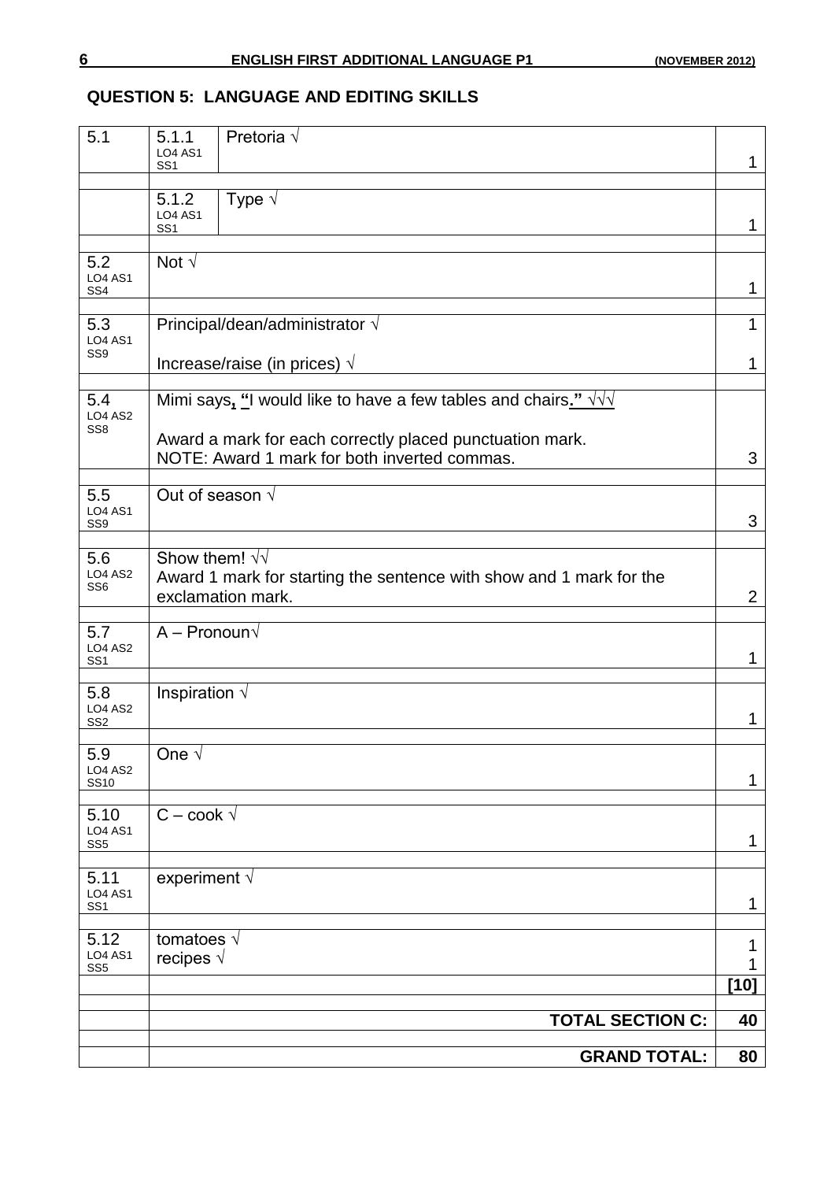## QUESTION 5: LANGUAGE AND EDITING SKILLS

| | | | |
|---|---|---|---|
| 5.1 | 5.1.1 LO4 AS1 SS1 | Pretoria √ | 1 |
| | 5.1.2 LO4 AS1 SS1 | Type √ | 1 |
| 5.2 LO4 AS1 SS4 | Not √ | | 1 |
| 5.3 LO4 AS1 SS9 | Principal/dean/administrator √<br><br>Increase/raise (in prices) √ | | 1<br><br>1 |
| 5.4 LO4 AS2 SS8 | Mimi says**,** **"**I would like to have a few tables and chairs**."** √√√<br><br>Award a mark for each correctly placed punctuation mark.<br>NOTE: Award 1 mark for both inverted commas. | | 3 |
| 5.5 LO4 AS1 SS9 | Out of season √ | | 3 |
| 5.6 LO4 AS2 SS6 | Show them! √√<br>Award 1 mark for starting the sentence with show and 1 mark for the exclamation mark. | | 2 |
| 5.7 LO4 AS2 SS1 | A – Pronoun√ | | 1 |
| 5.8 LO4 AS2 SS2 | Inspiration √ | | 1 |
| 5.9 LO4 AS2 SS10 | One √ | | 1 |
| 5.10 LO4 AS1 SS5 | C – cook √ | | 1 |
| 5.11 LO4 AS1 SS1 | experiment √ | | 1 |
| 5.12 LO4 AS1 SS5 | tomatoes √<br>recipes √ | | 1<br>1 |
| | | | **[10]** |
| | **TOTAL SECTION C:** | | **40** |
| | **GRAND TOTAL:** | | **80** |